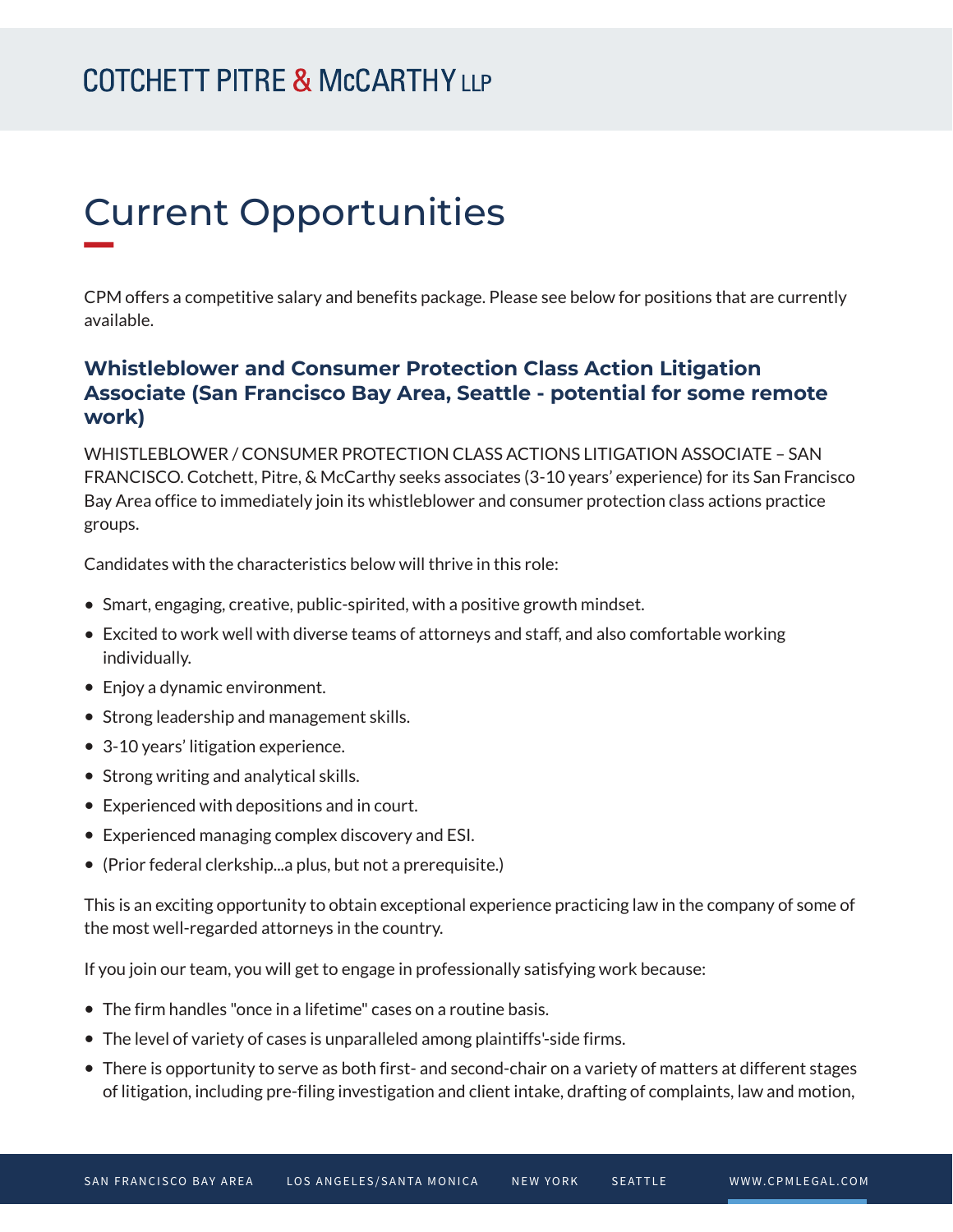# Current Opportunities

CPM offers a competitive salary and benefits package. Please see below for positions that are currently available.

## Whistleblower and Consumer Protection Class Action Litigation Associate (San Francisco Bay Area, Seattle - potential for some remote work)

WHISTLEBLOWER / CONSUMER PROTECTION CLASS ACTIONS LITIGATION ASSOCIATE – SAN FRANCISCO. Cotchett, Pitre, & McCarthy seeks associates (3-10 years' experience) for its San Francisco Bay Area office to immediately join its whistleblower and consumer protection class actions practice groups.

Candidates with the characteristics below will thrive in this role:

- Smart, engaging, creative, public-spirited, with a positive growth mindset.
- Excited to work well with diverse teams of attorneys and staff, and also comfortable working individually.
- Enjoy a dynamic environment.
- Strong leadership and management skills.
- 3-10 years' litigation experience.
- Strong writing and analytical skills.
- Experienced with depositions and in court.
- Experienced managing complex discovery and ESI.
- (Prior federal clerkship...a plus, but not a prerequisite.)

This is an exciting opportunity to obtain exceptional experience practicing law in the company of some of the most well-regarded attorneys in the country.

If you join our team, you will get to engage in professionally satisfying work because:

- The firm handles "once in a lifetime" cases on a routine basis.
- The level of variety of cases is unparalleled among plaintiffs'-side firms.
- There is opportunity to serve as both first- and second-chair on a variety of matters at different stages of litigation, including pre-filing investigation and client intake, drafting of complaints, law and motion,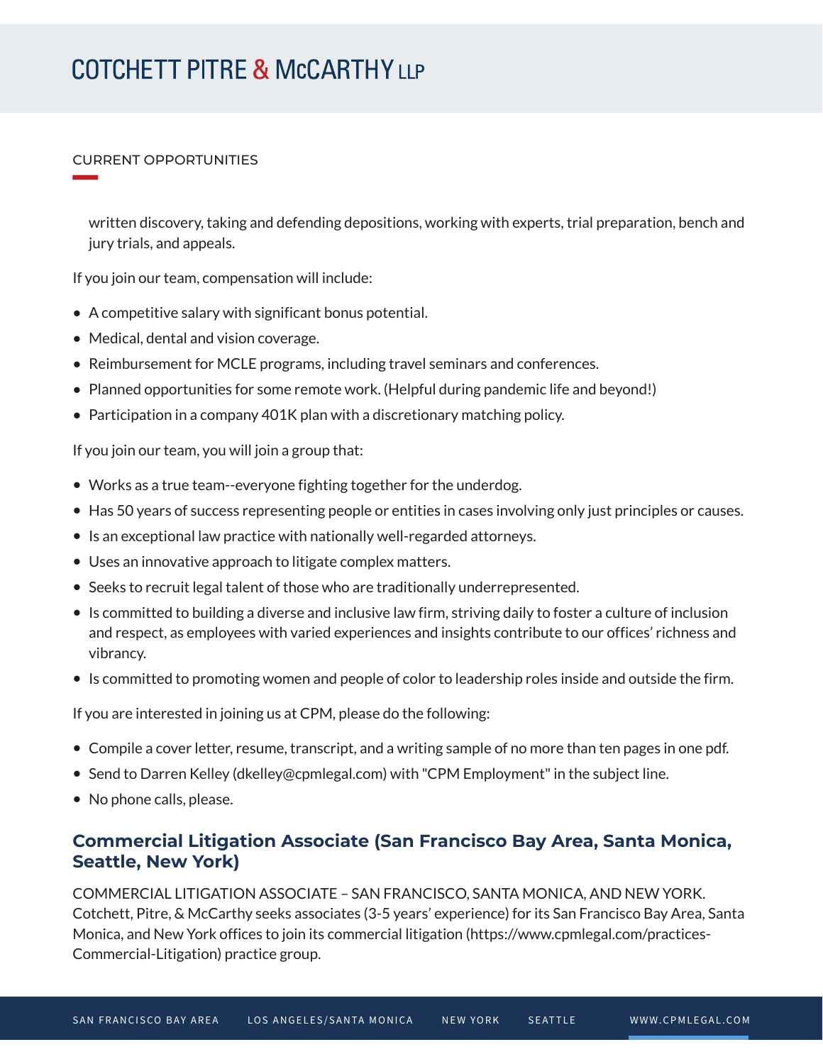written discovery, taking and defending depositions, working with experts, trial preparation, bench and jury trials, and appeals.

If you join our team, compensation will include:

- A competitive salary with significant bonus potential.
- Medical, dental and vision coverage.
- Reimbursement for MCLE programs, including travel seminars and conferences.
- Planned opportunities for some remote work. (Helpful during pandemic life and beyond!)
- Participation in a company 401K plan with a discretionary matching policy.

If you join our team, you will join a group that:

- Works as a true team--everyone fighting together for the underdog.
- Has 50 years of success representing people or entities in cases involving only just principles or causes.
- Is an exceptional law practice with nationally well-regarded attorneys.
- Uses an innovative approach to litigate complex matters.
- Seeks to recruit legal talent of those who are traditionally underrepresented.
- Is committed to building a diverse and inclusive law firm, striving daily to foster a culture of inclusion and respect, as employees with varied experiences and insights contribute to our offices' richness and vibrancy.
- Is committed to promoting women and people of color to leadership roles inside and outside the firm.

If you are interested in joining us at CPM, please do the following:

- Compile a cover letter, resume, transcript, and a writing sample of no more than ten pages in one pdf.
- Send to Darren Kelley (dkelley@cpmlegal.com) with "CPM Employment" in the subject line.
- No phone calls, please.

## Commercial Litigation Associate (San Francisco Bay Area, Santa Monica, Seattle, New York)

COMMERCIAL LITIGATION ASSOCIATE – SAN FRANCISCO, SANTA MONICA, AND NEW YORK. Cotchett, Pitre, & McCarthy seeks associates (3-5 years' experience) for its San Francisco Bay Area, Santa Monica, and New York offices to join its commercial litigation (https://www.cpmlegal.com/practices-Commercial-Litigation) practice group.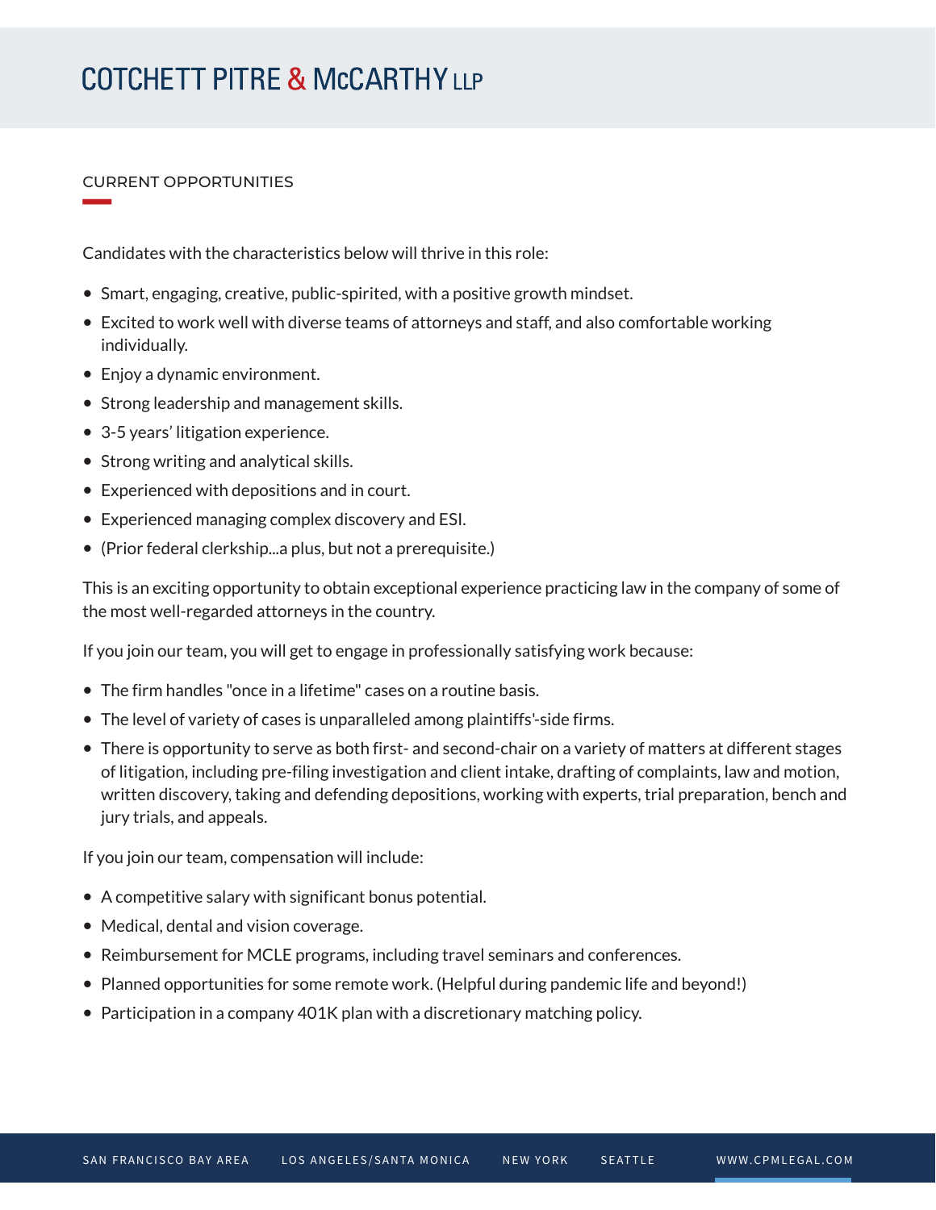# COTCHETT PITRE & McCARTHY LLP

## CURRENT OPPORTUNITIES

Candidates with the characteristics below will thrive in this role:

- Smart, engaging, creative, public-spirited, with a positive growth mindset.
- Excited to work well with diverse teams of attorneys and staff, and also comfortable working individually.
- Enjoy a dynamic environment.
- Strong leadership and management skills.
- 3-5 years' litigation experience.
- Strong writing and analytical skills.
- Experienced with depositions and in court.
- Experienced managing complex discovery and ESI.
- (Prior federal clerkship...a plus, but not a prerequisite.)

This is an exciting opportunity to obtain exceptional experience practicing law in the company of some of the most well-regarded attorneys in the country.

If you join our team, you will get to engage in professionally satisfying work because:

- The firm handles "once in a lifetime" cases on a routine basis.
- The level of variety of cases is unparalleled among plaintiffs'-side firms.
- There is opportunity to serve as both first- and second-chair on a variety of matters at different stages of litigation, including pre-filing investigation and client intake, drafting of complaints, law and motion, written discovery, taking and defending depositions, working with experts, trial preparation, bench and jury trials, and appeals.

If you join our team, compensation will include:

- A competitive salary with significant bonus potential.
- Medical, dental and vision coverage.
- Reimbursement for MCLE programs, including travel seminars and conferences.
- Planned opportunities for some remote work. (Helpful during pandemic life and beyond!)
- Participation in a company 401K plan with a discretionary matching policy.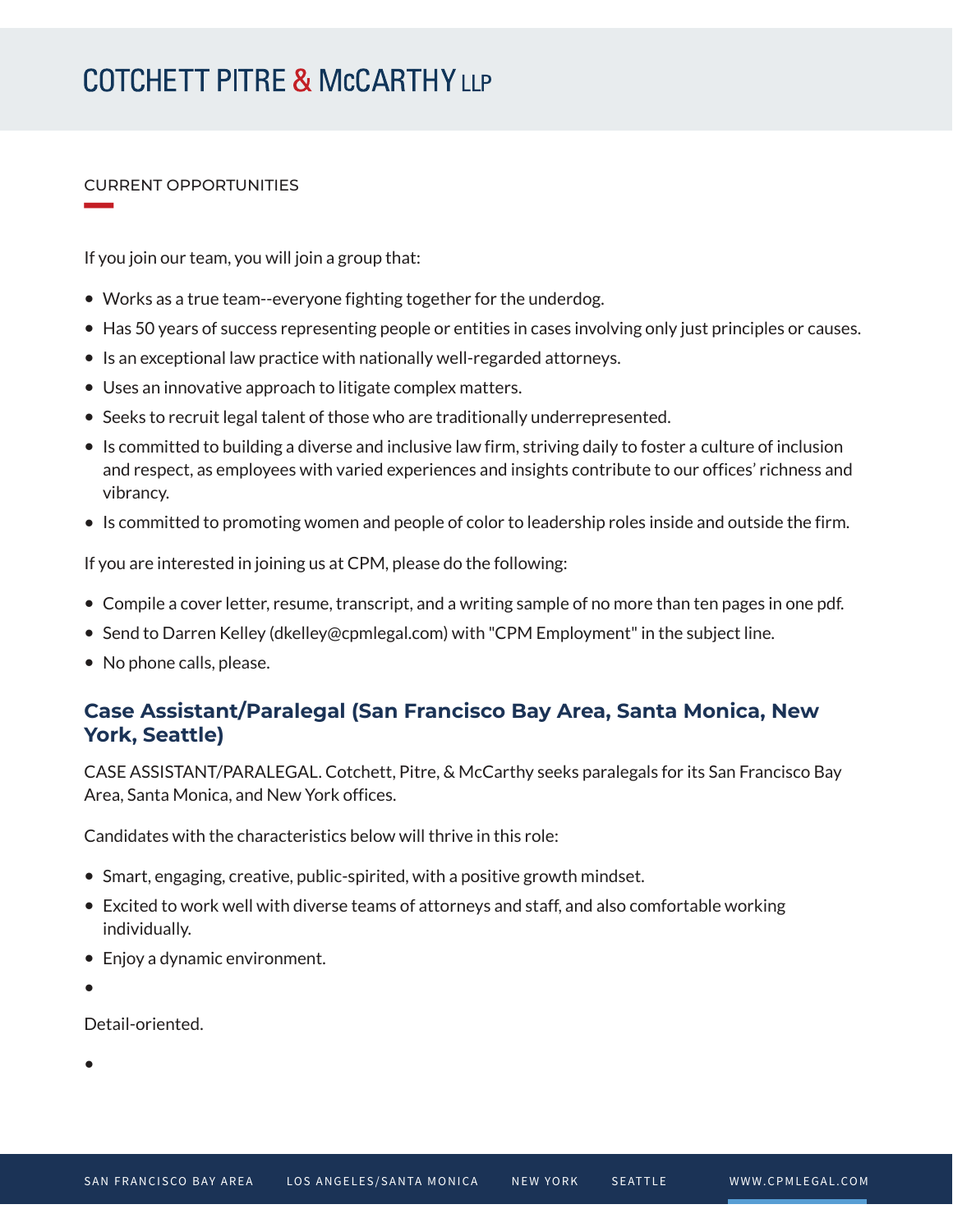# COTCHETT PITRE & McCARTHY LLP

CURRENT OPPORTUNITIES

If you join our team, you will join a group that:

- Works as a true team--everyone fighting together for the underdog.
- Has 50 years of success representing people or entities in cases involving only just principles or causes.
- Is an exceptional law practice with nationally well-regarded attorneys.
- Uses an innovative approach to litigate complex matters.
- Seeks to recruit legal talent of those who are traditionally underrepresented.
- Is committed to building a diverse and inclusive law firm, striving daily to foster a culture of inclusion and respect, as employees with varied experiences and insights contribute to our offices' richness and vibrancy.
- Is committed to promoting women and people of color to leadership roles inside and outside the firm.

If you are interested in joining us at CPM, please do the following:

- Compile a cover letter, resume, transcript, and a writing sample of no more than ten pages in one pdf.
- Send to Darren Kelley (dkelley@cpmlegal.com) with "CPM Employment" in the subject line.
- No phone calls, please.

## Case Assistant/Paralegal (San Francisco Bay Area, Santa Monica, New York, Seattle)

CASE ASSISTANT/PARALEGAL. Cotchett, Pitre, & McCarthy seeks paralegals for its San Francisco Bay Area, Santa Monica, and New York offices.

Candidates with the characteristics below will thrive in this role:

- Smart, engaging, creative, public-spirited, with a positive growth mindset.
- Excited to work well with diverse teams of attorneys and staff, and also comfortable working individually.
- Enjoy a dynamic environment.
- 

Detail-oriented.

-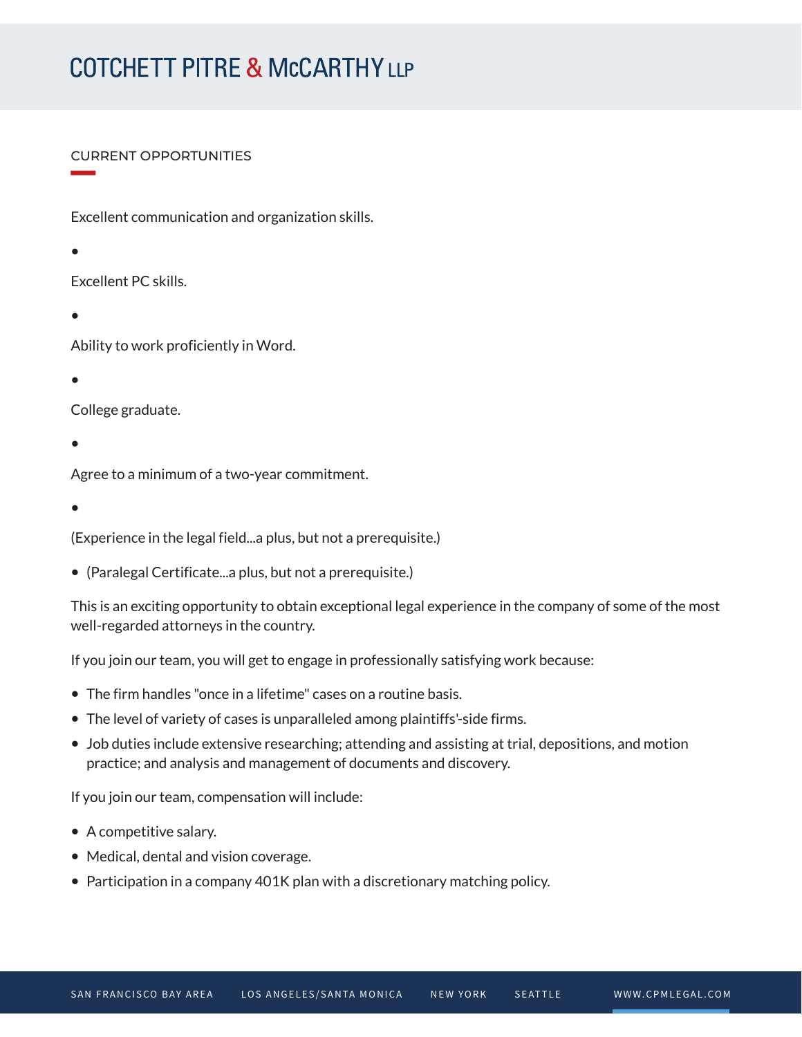CURRENT OPPORTUNITIES

Excellent communication and organization skills.

- Excellent PC skills.

- Ability to work proficiently in Word.

- College graduate.

- Agree to a minimum of a two-year commitment.

- (Experience in the legal field...a plus, but not a prerequisite.)

- (Paralegal Certificate...a plus, but not a prerequisite.)

This is an exciting opportunity to obtain exceptional legal experience in the company of some of the most well-regarded attorneys in the country.

If you join our team, you will get to engage in professionally satisfying work because:

- The firm handles "once in a lifetime" cases on a routine basis.
- The level of variety of cases is unparalleled among plaintiffs'-side firms.
- Job duties include extensive researching; attending and assisting at trial, depositions, and motion practice; and analysis and management of documents and discovery.

If you join our team, compensation will include:

- A competitive salary.
- Medical, dental and vision coverage.
- Participation in a company 401K plan with a discretionary matching policy.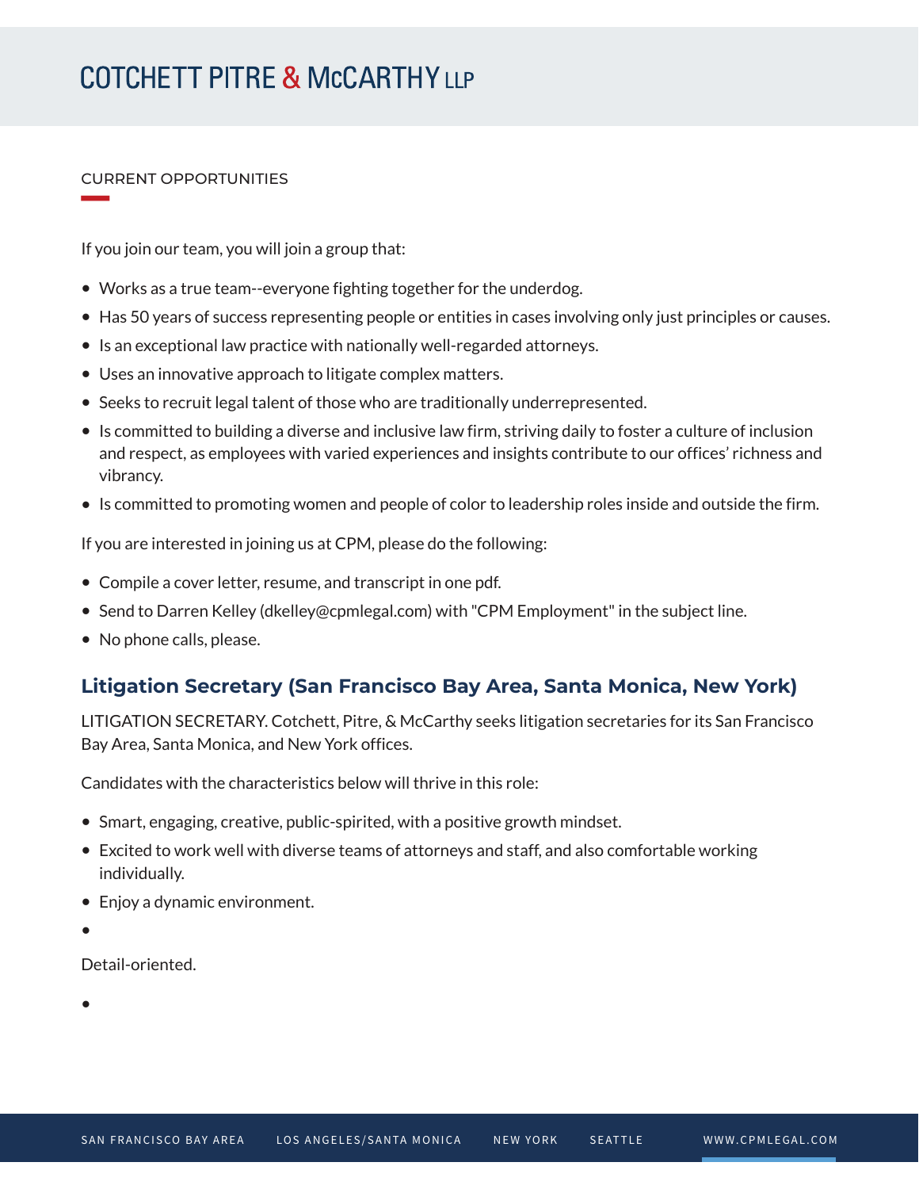CURRENT OPPORTUNITIES

If you join our team, you will join a group that:

- Works as a true team--everyone fighting together for the underdog.
- Has 50 years of success representing people or entities in cases involving only just principles or causes.
- Is an exceptional law practice with nationally well-regarded attorneys.
- Uses an innovative approach to litigate complex matters.
- Seeks to recruit legal talent of those who are traditionally underrepresented.
- Is committed to building a diverse and inclusive law firm, striving daily to foster a culture of inclusion and respect, as employees with varied experiences and insights contribute to our offices' richness and vibrancy.
- Is committed to promoting women and people of color to leadership roles inside and outside the firm.

If you are interested in joining us at CPM, please do the following:

- Compile a cover letter, resume, and transcript in one pdf.
- Send to Darren Kelley (dkelley@cpmlegal.com) with "CPM Employment" in the subject line.
- No phone calls, please.

## Litigation Secretary (San Francisco Bay Area, Santa Monica, New York)

LITIGATION SECRETARY. Cotchett, Pitre, & McCarthy seeks litigation secretaries for its San Francisco Bay Area, Santa Monica, and New York offices.

Candidates with the characteristics below will thrive in this role:

- Smart, engaging, creative, public-spirited, with a positive growth mindset.
- Excited to work well with diverse teams of attorneys and staff, and also comfortable working individually.
- Enjoy a dynamic environment.
- 

Detail-oriented.

-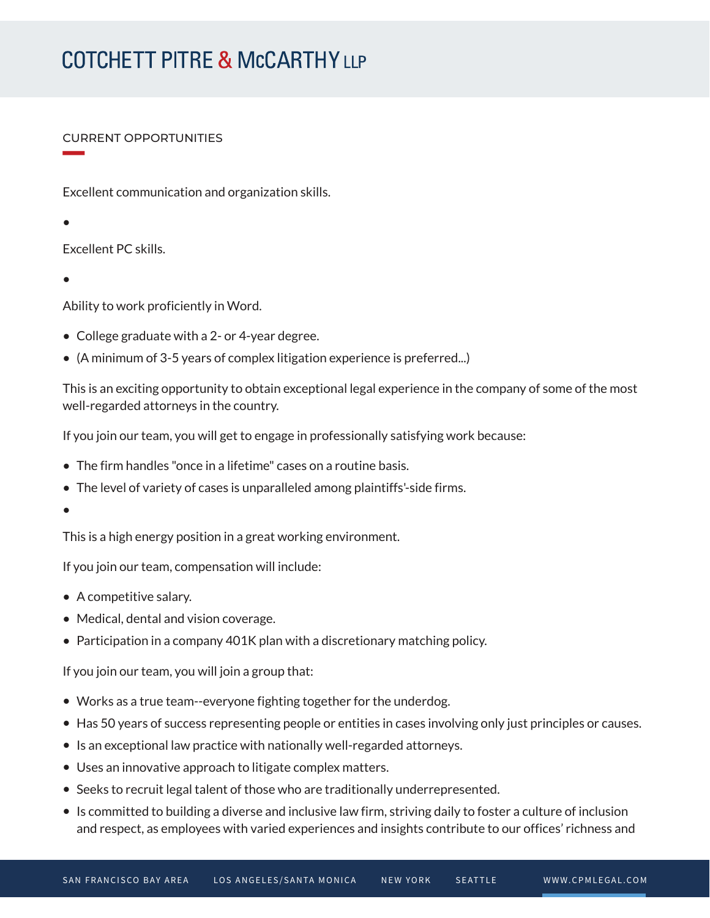CURRENT OPPORTUNITIES

Excellent communication and organization skills.

•

Excellent PC skills.

•

Ability to work proficiently in Word.

- College graduate with a 2- or 4-year degree.
- (A minimum of 3-5 years of complex litigation experience is preferred...)

This is an exciting opportunity to obtain exceptional legal experience in the company of some of the most well-regarded attorneys in the country.

If you join our team, you will get to engage in professionally satisfying work because:

- The firm handles "once in a lifetime" cases on a routine basis.
- The level of variety of cases is unparalleled among plaintiffs'-side firms.
- 

This is a high energy position in a great working environment.

If you join our team, compensation will include:

- A competitive salary.
- Medical, dental and vision coverage.
- Participation in a company 401K plan with a discretionary matching policy.

If you join our team, you will join a group that:

- Works as a true team--everyone fighting together for the underdog.
- Has 50 years of success representing people or entities in cases involving only just principles or causes.
- Is an exceptional law practice with nationally well-regarded attorneys.
- Uses an innovative approach to litigate complex matters.
- Seeks to recruit legal talent of those who are traditionally underrepresented.
- Is committed to building a diverse and inclusive law firm, striving daily to foster a culture of inclusion and respect, as employees with varied experiences and insights contribute to our offices' richness and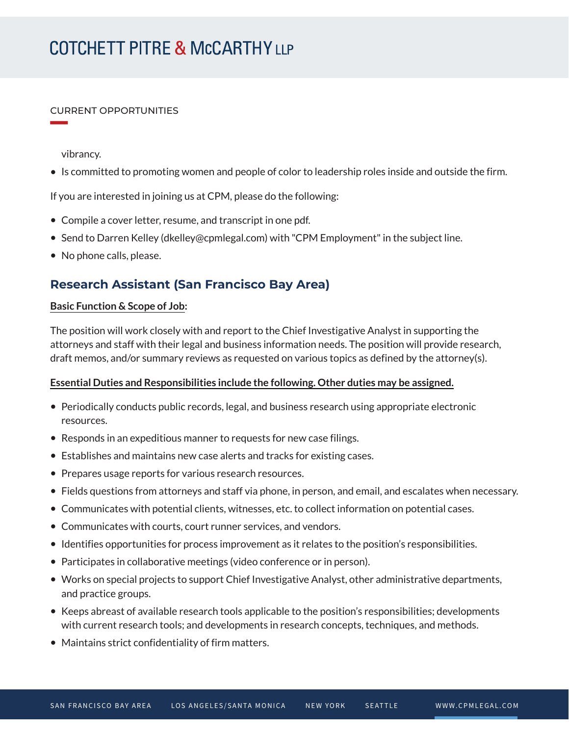vibrancy.

- Is committed to promoting women and people of color to leadership roles inside and outside the firm.

If you are interested in joining us at CPM, please do the following:

- Compile a cover letter, resume, and transcript in one pdf.
- Send to Darren Kelley (dkelley@cpmlegal.com) with "CPM Employment" in the subject line.
- No phone calls, please.

## Research Assistant (San Francisco Bay Area)

**Basic Function & Scope of Job:**

The position will work closely with and report to the Chief Investigative Analyst in supporting the attorneys and staff with their legal and business information needs. The position will provide research, draft memos, and/or summary reviews as requested on various topics as defined by the attorney(s).

**Essential Duties and Responsibilities include the following. Other duties may be assigned.**

- Periodically conducts public records, legal, and business research using appropriate electronic resources.
- Responds in an expeditious manner to requests for new case filings.
- Establishes and maintains new case alerts and tracks for existing cases.
- Prepares usage reports for various research resources.
- Fields questions from attorneys and staff via phone, in person, and email, and escalates when necessary.
- Communicates with potential clients, witnesses, etc. to collect information on potential cases.
- Communicates with courts, court runner services, and vendors.
- Identifies opportunities for process improvement as it relates to the position's responsibilities.
- Participates in collaborative meetings (video conference or in person).
- Works on special projects to support Chief Investigative Analyst, other administrative departments, and practice groups.
- Keeps abreast of available research tools applicable to the position's responsibilities; developments with current research tools; and developments in research concepts, techniques, and methods.
- Maintains strict confidentiality of firm matters.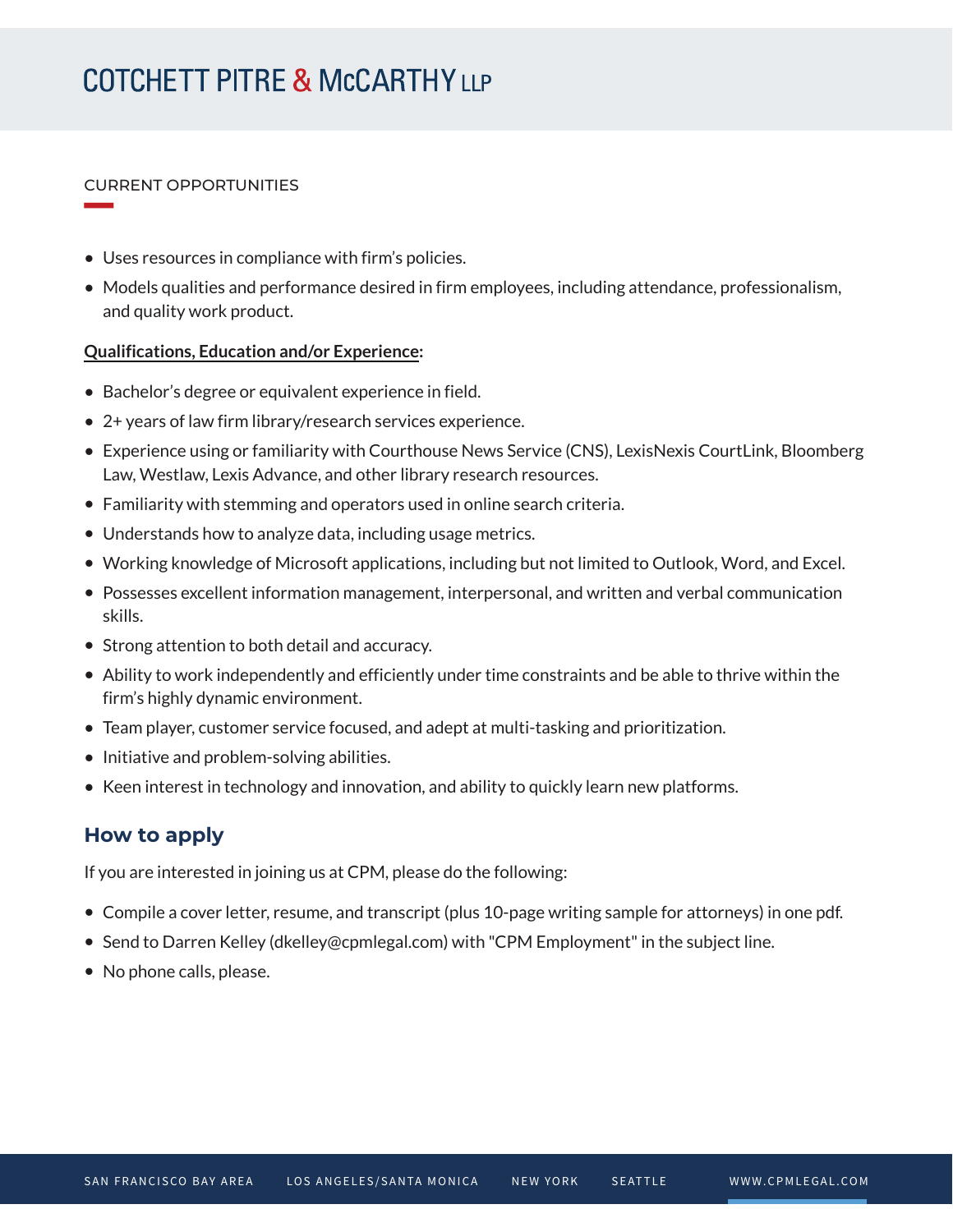- Uses resources in compliance with firm's policies.
- Models qualities and performance desired in firm employees, including attendance, professionalism, and quality work product.

**Qualifications, Education and/or Experience:**

- Bachelor's degree or equivalent experience in field.
- 2+ years of law firm library/research services experience.
- Experience using or familiarity with Courthouse News Service (CNS), LexisNexis CourtLink, Bloomberg Law, Westlaw, Lexis Advance, and other library research resources.
- Familiarity with stemming and operators used in online search criteria.
- Understands how to analyze data, including usage metrics.
- Working knowledge of Microsoft applications, including but not limited to Outlook, Word, and Excel.
- Possesses excellent information management, interpersonal, and written and verbal communication skills.
- Strong attention to both detail and accuracy.
- Ability to work independently and efficiently under time constraints and be able to thrive within the firm's highly dynamic environment.
- Team player, customer service focused, and adept at multi-tasking and prioritization.
- Initiative and problem-solving abilities.
- Keen interest in technology and innovation, and ability to quickly learn new platforms.

## How to apply

If you are interested in joining us at CPM, please do the following:

- Compile a cover letter, resume, and transcript (plus 10-page writing sample for attorneys) in one pdf.
- Send to Darren Kelley (dkelley@cpmlegal.com) with "CPM Employment" in the subject line.
- No phone calls, please.